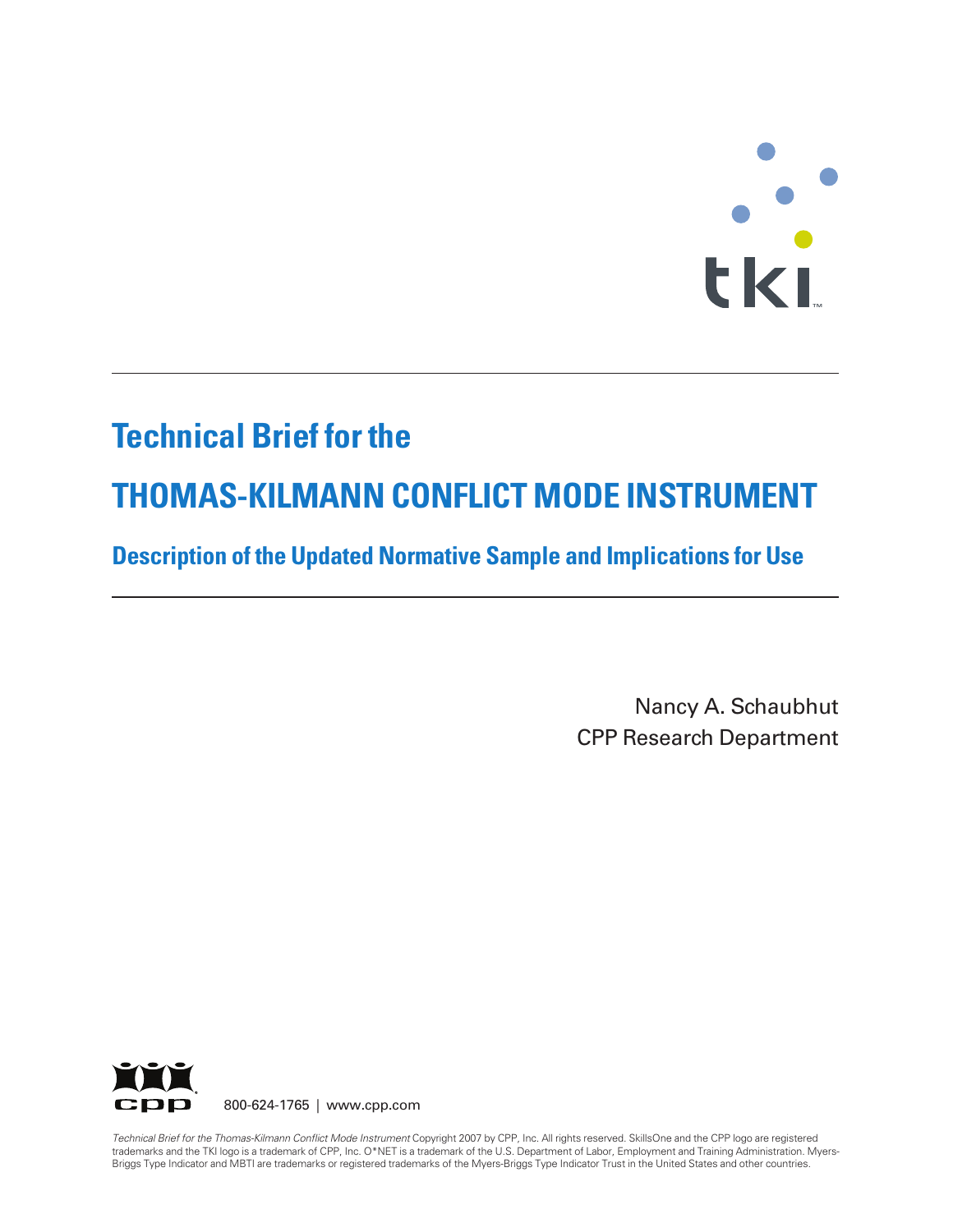# Technical Brief for the

# THOMAS-KILMANN CONFLICT MODE INSTRUMENT

## Description of the Updated Normative Sample and Implications for Use

Nancy A. Schaubhut
CPP Research Department

800-624-1765 | www.cpp.com

*Technical Brief for the Thomas-Kilmann Conflict Mode Instrument* Copyright 2007 by CPP, Inc. All rights reserved. SkillsOne and the CPP logo are registered trademarks and the TKI logo is a trademark of CPP, Inc. O*NET is a trademark of the U.S. Department of Labor, Employment and Training Administration. Myers-Briggs Type Indicator and MBTI are trademarks or registered trademarks of the Myers-Briggs Type Indicator Trust in the United States and other countries.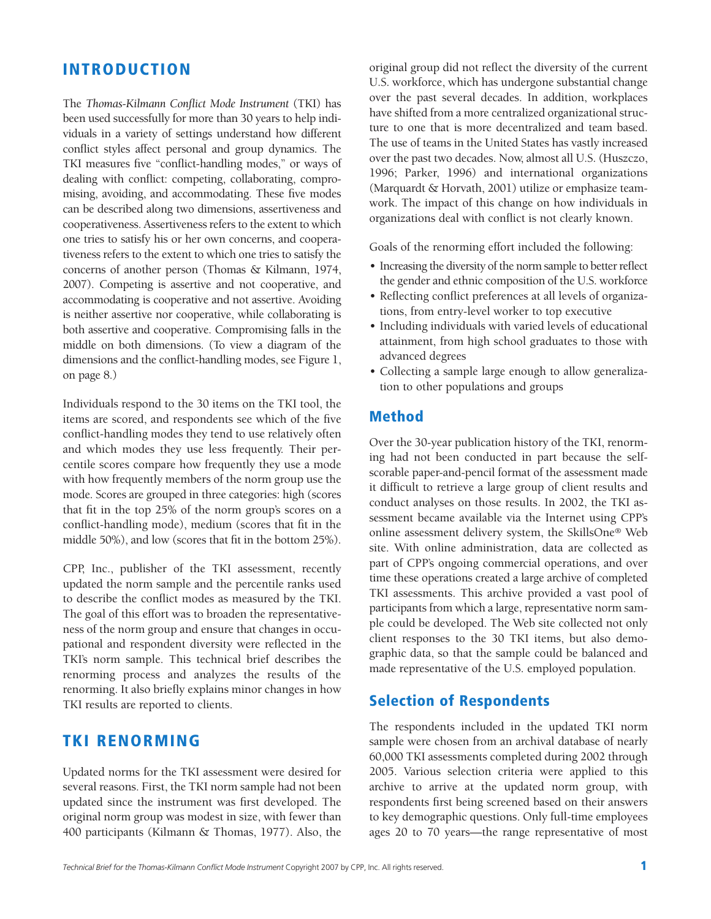# INTRODUCTION

The *Thomas-Kilmann Conflict Mode Instrument* (TKI) has been used successfully for more than 30 years to help individuals in a variety of settings understand how different conflict styles affect personal and group dynamics. The TKI measures five "conflict-handling modes," or ways of dealing with conflict: competing, collaborating, compromising, avoiding, and accommodating. These five modes can be described along two dimensions, assertiveness and cooperativeness. Assertiveness refers to the extent to which one tries to satisfy his or her own concerns, and cooperativeness refers to the extent to which one tries to satisfy the concerns of another person (Thomas & Kilmann, 1974, 2007). Competing is assertive and not cooperative, and accommodating is cooperative and not assertive. Avoiding is neither assertive nor cooperative, while collaborating is both assertive and cooperative. Compromising falls in the middle on both dimensions. (To view a diagram of the dimensions and the conflict-handling modes, see Figure 1, on page 8.)

Individuals respond to the 30 items on the TKI tool, the items are scored, and respondents see which of the five conflict-handling modes they tend to use relatively often and which modes they use less frequently. Their percentile scores compare how frequently they use a mode with how frequently members of the norm group use the mode. Scores are grouped in three categories: high (scores that fit in the top 25% of the norm group's scores on a conflict-handling mode), medium (scores that fit in the middle 50%), and low (scores that fit in the bottom 25%).

CPP, Inc., publisher of the TKI assessment, recently updated the norm sample and the percentile ranks used to describe the conflict modes as measured by the TKI. The goal of this effort was to broaden the representativeness of the norm group and ensure that changes in occupational and respondent diversity were reflected in the TKI's norm sample. This technical brief describes the renorming process and analyzes the results of the renorming. It also briefly explains minor changes in how TKI results are reported to clients.

# TKI RENORMING

Updated norms for the TKI assessment were desired for several reasons. First, the TKI norm sample had not been updated since the instrument was first developed. The original norm group was modest in size, with fewer than 400 participants (Kilmann & Thomas, 1977). Also, the original group did not reflect the diversity of the current U.S. workforce, which has undergone substantial change over the past several decades. In addition, workplaces have shifted from a more centralized organizational structure to one that is more decentralized and team based. The use of teams in the United States has vastly increased over the past two decades. Now, almost all U.S. (Huszczo, 1996; Parker, 1996) and international organizations (Marquardt & Horvath, 2001) utilize or emphasize teamwork. The impact of this change on how individuals in organizations deal with conflict is not clearly known.

Goals of the renorming effort included the following:

- Increasing the diversity of the norm sample to better reflect the gender and ethnic composition of the U.S. workforce
- Reflecting conflict preferences at all levels of organizations, from entry-level worker to top executive
- Including individuals with varied levels of educational attainment, from high school graduates to those with advanced degrees
- Collecting a sample large enough to allow generalization to other populations and groups

## Method

Over the 30-year publication history of the TKI, renorming had not been conducted in part because the self-scorable paper-and-pencil format of the assessment made it difficult to retrieve a large group of client results and conduct analyses on those results. In 2002, the TKI assessment became available via the Internet using CPP's online assessment delivery system, the SkillsOne® Web site. With online administration, data are collected as part of CPP's ongoing commercial operations, and over time these operations created a large archive of completed TKI assessments. This archive provided a vast pool of participants from which a large, representative norm sample could be developed. The Web site collected not only client responses to the 30 TKI items, but also demographic data, so that the sample could be balanced and made representative of the U.S. employed population.

## Selection of Respondents

The respondents included in the updated TKI norm sample were chosen from an archival database of nearly 60,000 TKI assessments completed during 2002 through 2005. Various selection criteria were applied to this archive to arrive at the updated norm group, with respondents first being screened based on their answers to key demographic questions. Only full-time employees ages 20 to 70 years—the range representative of most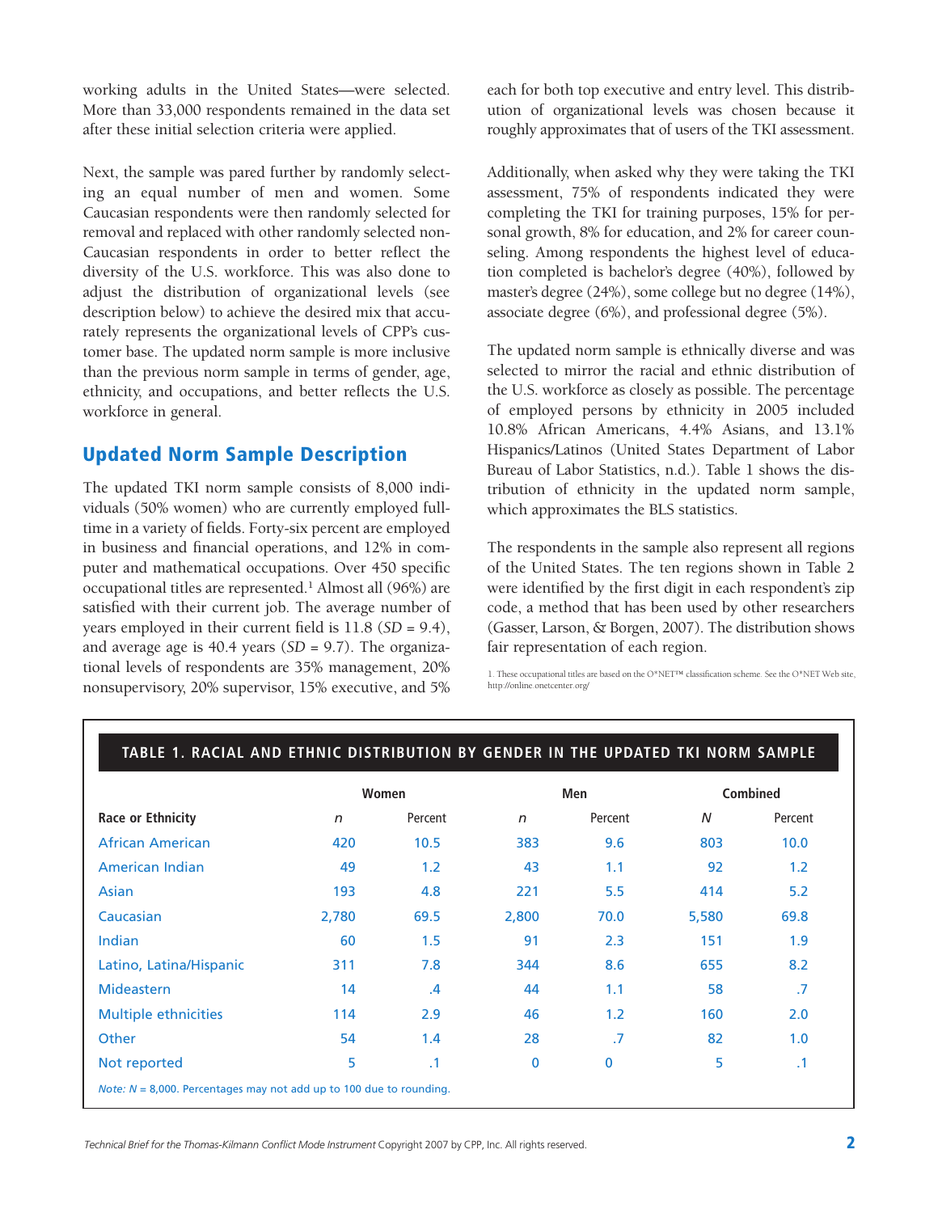working adults in the United States—were selected. More than 33,000 respondents remained in the data set after these initial selection criteria were applied.

Next, the sample was pared further by randomly selecting an equal number of men and women. Some Caucasian respondents were then randomly selected for removal and replaced with other randomly selected non-Caucasian respondents in order to better reflect the diversity of the U.S. workforce. This was also done to adjust the distribution of organizational levels (see description below) to achieve the desired mix that accurately represents the organizational levels of CPP's customer base. The updated norm sample is more inclusive than the previous norm sample in terms of gender, age, ethnicity, and occupations, and better reflects the U.S. workforce in general.

## Updated Norm Sample Description

The updated TKI norm sample consists of 8,000 individuals (50% women) who are currently employed full-time in a variety of fields. Forty-six percent are employed in business and financial operations, and 12% in computer and mathematical occupations. Over 450 specific occupational titles are represented.[1] Almost all (96%) are satisfied with their current job. The average number of years employed in their current field is 11.8 (*SD* = 9.4), and average age is 40.4 years (*SD* = 9.7). The organizational levels of respondents are 35% management, 20% nonsupervisory, 20% supervisor, 15% executive, and 5% each for both top executive and entry level. This distribution of organizational levels was chosen because it roughly approximates that of users of the TKI assessment.

Additionally, when asked why they were taking the TKI assessment, 75% of respondents indicated they were completing the TKI for training purposes, 15% for personal growth, 8% for education, and 2% for career counseling. Among respondents the highest level of education completed is bachelor's degree (40%), followed by master's degree (24%), some college but no degree (14%), associate degree (6%), and professional degree (5%).

The updated norm sample is ethnically diverse and was selected to mirror the racial and ethnic distribution of the U.S. workforce as closely as possible. The percentage of employed persons by ethnicity in 2005 included 10.8% African Americans, 4.4% Asians, and 13.1% Hispanics/Latinos (United States Department of Labor Bureau of Labor Statistics, n.d.). Table 1 shows the distribution of ethnicity in the updated norm sample, which approximates the BLS statistics.

The respondents in the sample also represent all regions of the United States. The ten regions shown in Table 2 were identified by the first digit in each respondent's zip code, a method that has been used by other researchers (Gasser, Larson, & Borgen, 2007). The distribution shows fair representation of each region.

[1] These occupational titles are based on the O*NET™ classification scheme. See the O*NET Web site, http://online.onetcenter.org/

**TABLE 1. RACIAL AND ETHNIC DISTRIBUTION BY GENDER IN THE UPDATED TKI NORM SAMPLE**

| | Women | | Men | | Combined | |
|---|---|---|---|---|---|---|
| **Race or Ethnicity** | *n* | Percent | *n* | Percent | *N* | Percent |
| African American | 420 | 10.5 | 383 | 9.6 | 803 | 10.0 |
| American Indian | 49 | 1.2 | 43 | 1.1 | 92 | 1.2 |
| Asian | 193 | 4.8 | 221 | 5.5 | 414 | 5.2 |
| Caucasian | 2,780 | 69.5 | 2,800 | 70.0 | 5,580 | 69.8 |
| Indian | 60 | 1.5 | 91 | 2.3 | 151 | 1.9 |
| Latino, Latina/Hispanic | 311 | 7.8 | 344 | 8.6 | 655 | 8.2 |
| Mideastern | 14 | .4 | 44 | 1.1 | 58 | .7 |
| Multiple ethnicities | 114 | 2.9 | 46 | 1.2 | 160 | 2.0 |
| Other | 54 | 1.4 | 28 | .7 | 82 | 1.0 |
| Not reported | 5 | .1 | 0 | 0 | 5 | .1 |

*Note: N* = 8,000. Percentages may not add up to 100 due to rounding.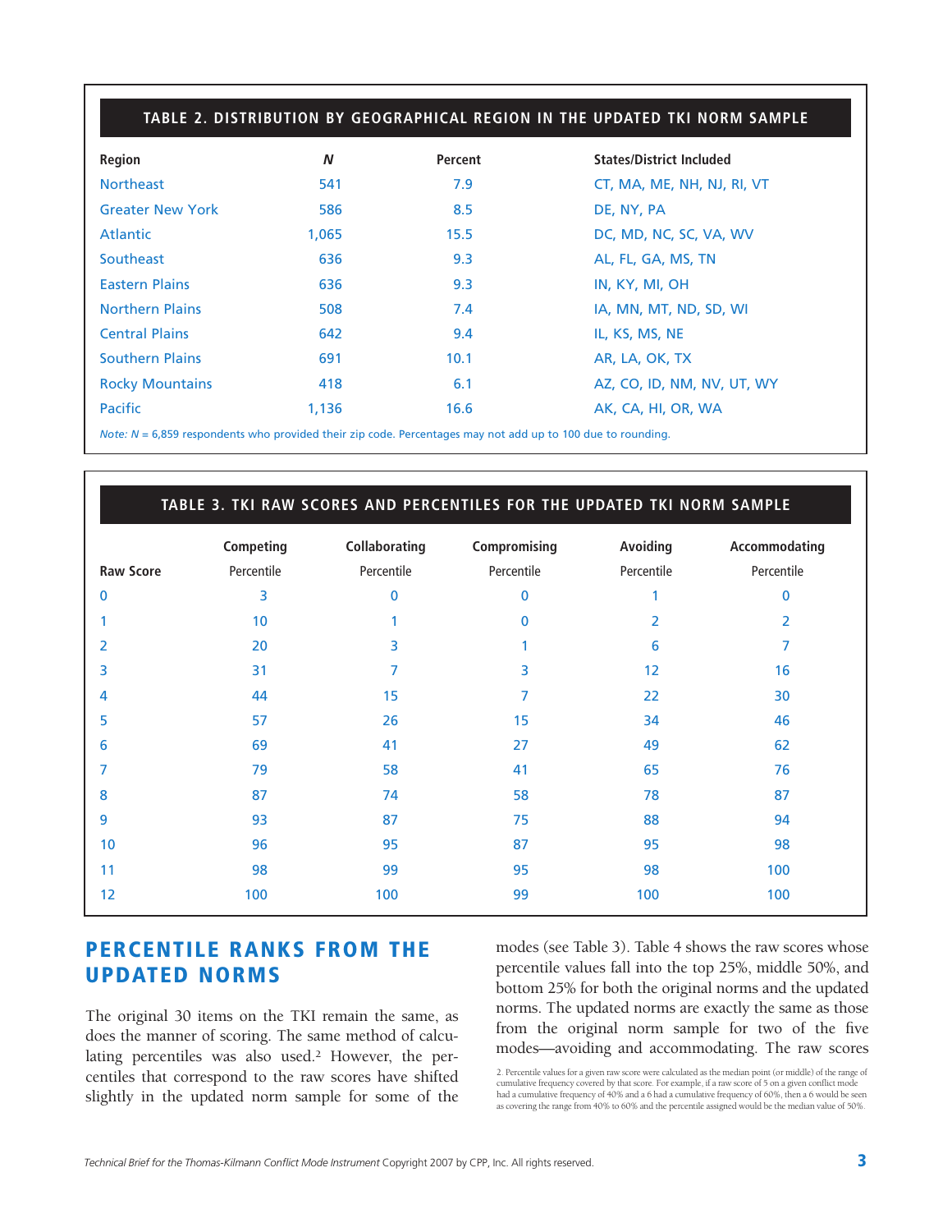**TABLE 2. DISTRIBUTION BY GEOGRAPHICAL REGION IN THE UPDATED TKI NORM SAMPLE**

| Region | *N* | Percent | States/District Included |
|---|---|---|---|
| Northeast | 541 | 7.9 | CT, MA, ME, NH, NJ, RI, VT |
| Greater New York | 586 | 8.5 | DE, NY, PA |
| Atlantic | 1,065 | 15.5 | DC, MD, NC, SC, VA, WV |
| Southeast | 636 | 9.3 | AL, FL, GA, MS, TN |
| Eastern Plains | 636 | 9.3 | IN, KY, MI, OH |
| Northern Plains | 508 | 7.4 | IA, MN, MT, ND, SD, WI |
| Central Plains | 642 | 9.4 | IL, KS, MS, NE |
| Southern Plains | 691 | 10.1 | AR, LA, OK, TX |
| Rocky Mountains | 418 | 6.1 | AZ, CO, ID, NM, NV, UT, WY |
| Pacific | 1,136 | 16.6 | AK, CA, HI, OR, WA |

*Note: N* = 6,859 respondents who provided their zip code. Percentages may not add up to 100 due to rounding.

**TABLE 3. TKI RAW SCORES AND PERCENTILES FOR THE UPDATED TKI NORM SAMPLE**

| | Competing | Collaborating | Compromising | Avoiding | Accommodating |
|---|---|---|---|---|---|
| Raw Score | Percentile | Percentile | Percentile | Percentile | Percentile |
| 0 | 3 | 0 | 0 | 1 | 0 |
| 1 | 10 | 1 | 0 | 2 | 2 |
| 2 | 20 | 3 | 1 | 6 | 7 |
| 3 | 31 | 7 | 3 | 12 | 16 |
| 4 | 44 | 15 | 7 | 22 | 30 |
| 5 | 57 | 26 | 15 | 34 | 46 |
| 6 | 69 | 41 | 27 | 49 | 62 |
| 7 | 79 | 58 | 41 | 65 | 76 |
| 8 | 87 | 74 | 58 | 78 | 87 |
| 9 | 93 | 87 | 75 | 88 | 94 |
| 10 | 96 | 95 | 87 | 95 | 98 |
| 11 | 98 | 99 | 95 | 98 | 100 |
| 12 | 100 | 100 | 99 | 100 | 100 |

## PERCENTILE RANKS FROM THE UPDATED NORMS

The original 30 items on the TKI remain the same, as does the manner of scoring. The same method of calculating percentiles was also used.[2] However, the percentiles that correspond to the raw scores have shifted slightly in the updated norm sample for some of the modes (see Table 3). Table 4 shows the raw scores whose percentile values fall into the top 25%, middle 50%, and bottom 25% for both the original norms and the updated norms. The updated norms are exactly the same as those from the original norm sample for two of the five modes—avoiding and accommodating. The raw scores

2. Percentile values for a given raw score were calculated as the median point (or middle) of the range of cumulative frequency covered by that score. For example, if a raw score of 5 on a given conflict mode had a cumulative frequency of 40% and a 6 had a cumulative frequency of 60%, then a 6 would be seen as covering the range from 40% to 60% and the percentile assigned would be the median value of 50%.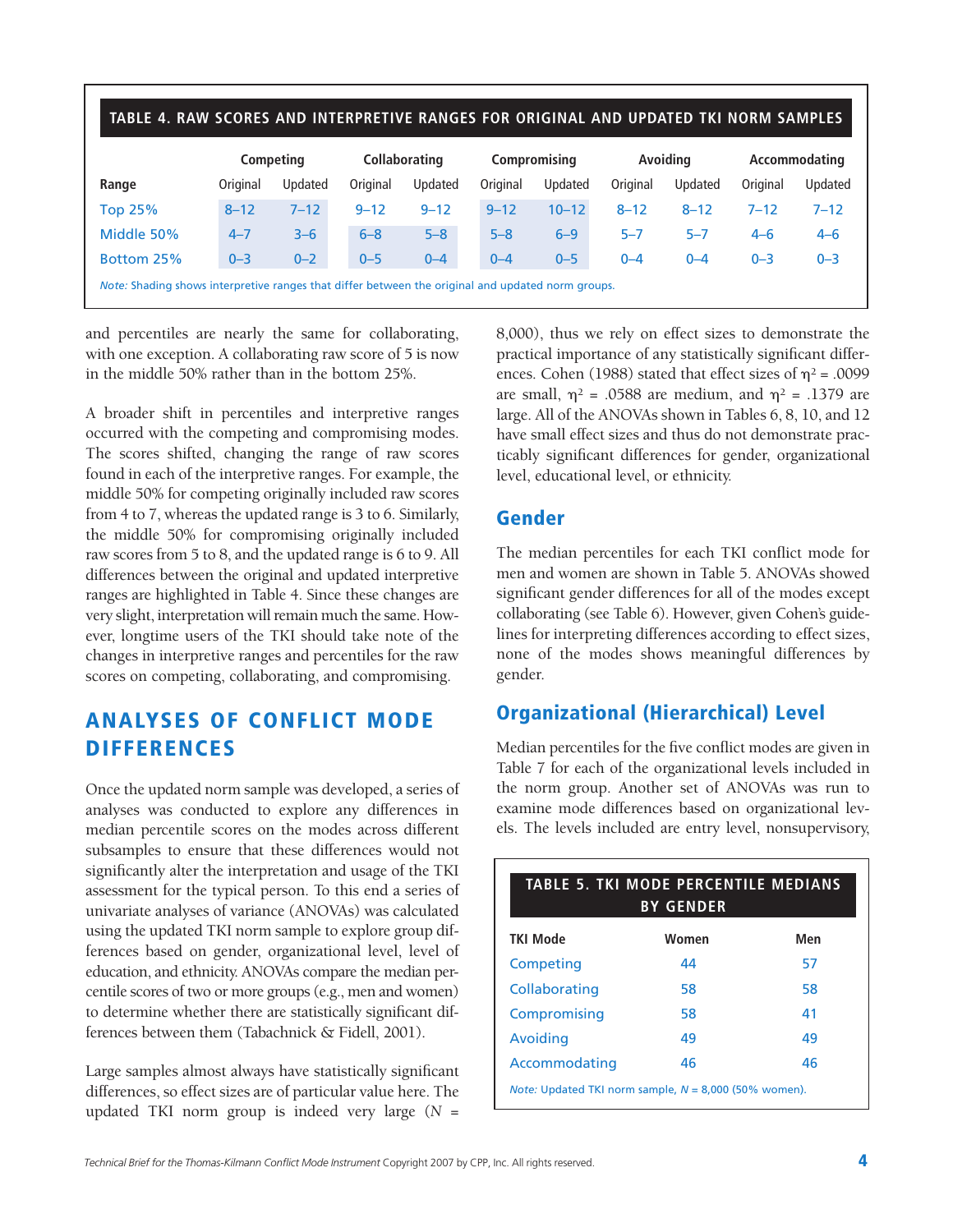**TABLE 4. RAW SCORES AND INTERPRETIVE RANGES FOR ORIGINAL AND UPDATED TKI NORM SAMPLES**

| | Competing | | Collaborating | | Compromising | | Avoiding | | Accommodating | |
|---|---|---|---|---|---|---|---|---|---|---|
| Range | Original | Updated | Original | Updated | Original | Updated | Original | Updated | Original | Updated |
| Top 25% | 8–12 | 7–12 | 9–12 | 9–12 | 9–12 | 10–12 | 8–12 | 8–12 | 7–12 | 7–12 |
| Middle 50% | 4–7 | 3–6 | 6–8 | 5–8 | 5–8 | 6–9 | 5–7 | 5–7 | 4–6 | 4–6 |
| Bottom 25% | 0–3 | 0–2 | 0–5 | 0–4 | 0–4 | 0–5 | 0–4 | 0–4 | 0–3 | 0–3 |

*Note:* Shading shows interpretive ranges that differ between the original and updated norm groups.

and percentiles are nearly the same for collaborating, with one exception. A collaborating raw score of 5 is now in the middle 50% rather than in the bottom 25%.

A broader shift in percentiles and interpretive ranges occurred with the competing and compromising modes. The scores shifted, changing the range of raw scores found in each of the interpretive ranges. For example, the middle 50% for competing originally included raw scores from 4 to 7, whereas the updated range is 3 to 6. Similarly, the middle 50% for compromising originally included raw scores from 5 to 8, and the updated range is 6 to 9. All differences between the original and updated interpretive ranges are highlighted in Table 4. Since these changes are very slight, interpretation will remain much the same. However, longtime users of the TKI should take note of the changes in interpretive ranges and percentiles for the raw scores on competing, collaborating, and compromising.

## ANALYSES OF CONFLICT MODE DIFFERENCES

Once the updated norm sample was developed, a series of analyses was conducted to explore any differences in median percentile scores on the modes across different subsamples to ensure that these differences would not significantly alter the interpretation and usage of the TKI assessment for the typical person. To this end a series of univariate analyses of variance (ANOVAs) was calculated using the updated TKI norm sample to explore group differences based on gender, organizational level, level of education, and ethnicity. ANOVAs compare the median percentile scores of two or more groups (e.g., men and women) to determine whether there are statistically significant differences between them (Tabachnick & Fidell, 2001).

Large samples almost always have statistically significant differences, so effect sizes are of particular value here. The updated TKI norm group is indeed very large ($N$ = 8,000), thus we rely on effect sizes to demonstrate the practical importance of any statistically significant differences. Cohen (1988) stated that effect sizes of $\eta^2 = .0099$ are small, $\eta^2 = .0588$ are medium, and $\eta^2 = .1379$ are large. All of the ANOVAs shown in Tables 6, 8, 10, and 12 have small effect sizes and thus do not demonstrate practicably significant differences for gender, organizational level, educational level, or ethnicity.

### Gender

The median percentiles for each TKI conflict mode for men and women are shown in Table 5. ANOVAs showed significant gender differences for all of the modes except collaborating (see Table 6). However, given Cohen's guidelines for interpreting differences according to effect sizes, none of the modes shows meaningful differences by gender.

### Organizational (Hierarchical) Level

Median percentiles for the five conflict modes are given in Table 7 for each of the organizational levels included in the norm group. Another set of ANOVAs was run to examine mode differences based on organizational levels. The levels included are entry level, nonsupervisory,

**TABLE 5. TKI MODE PERCENTILE MEDIANS BY GENDER**

| TKI Mode | Women | Men |
|---|---|---|
| Competing | 44 | 57 |
| Collaborating | 58 | 58 |
| Compromising | 58 | 41 |
| Avoiding | 49 | 49 |
| Accommodating | 46 | 46 |

*Note:* Updated TKI norm sample, $N$ = 8,000 (50% women).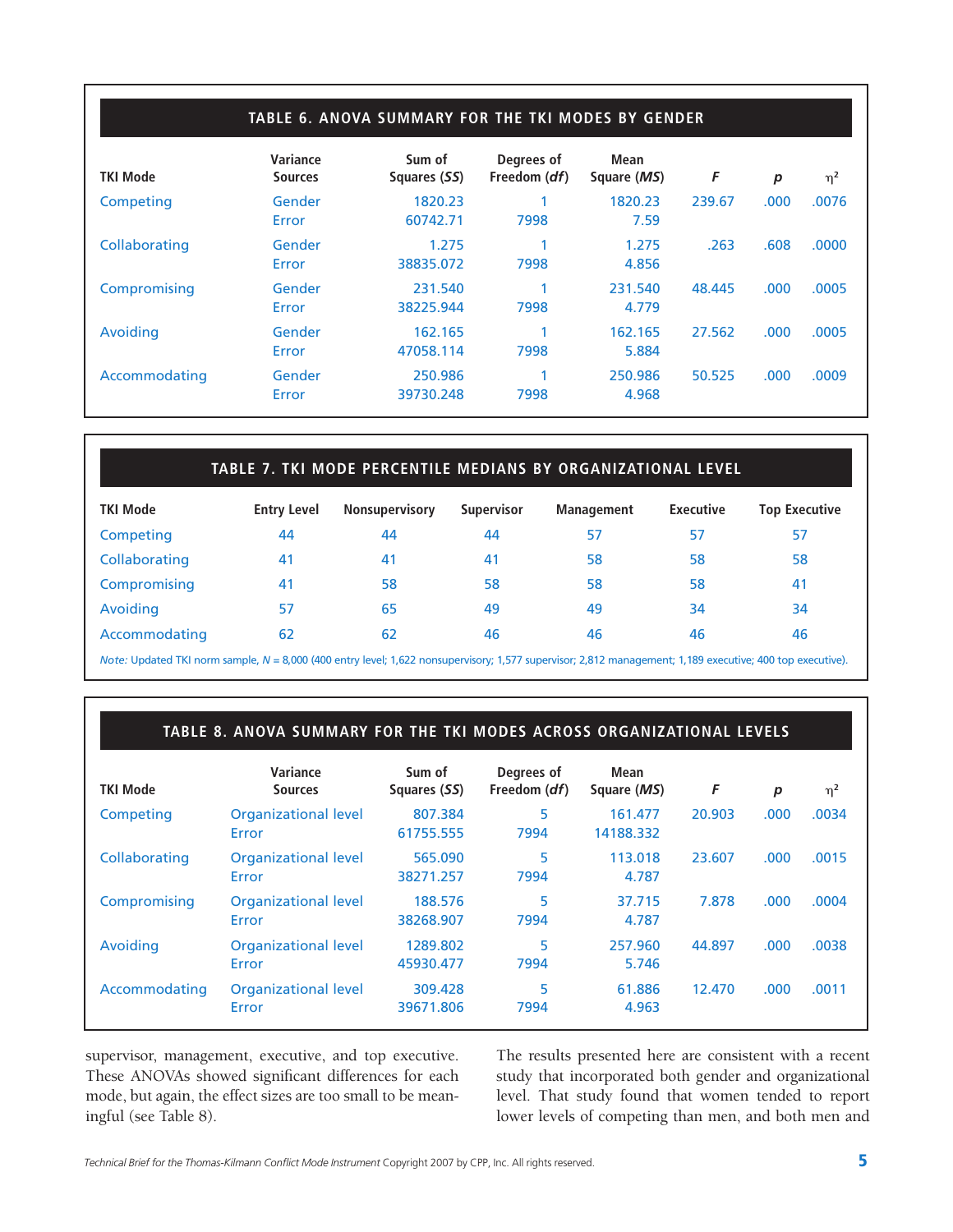**TABLE 6. ANOVA SUMMARY FOR THE TKI MODES BY GENDER**

| TKI Mode | Variance Sources | Sum of Squares (*SS*) | Degrees of Freedom (*df*) | Mean Square (*MS*) | *F* | *p* | $\eta^2$ |
|---|---|---|---|---|---|---|---|
| Competing | Gender | 1820.23 | 1 | 1820.23 | 239.67 | .000 | .0076 |
| | Error | 60742.71 | 7998 | 7.59 | | | |
| Collaborating | Gender | 1.275 | 1 | 1.275 | .263 | .608 | .0000 |
| | Error | 38835.072 | 7998 | 4.856 | | | |
| Compromising | Gender | 231.540 | 1 | 231.540 | 48.445 | .000 | .0005 |
| | Error | 38225.944 | 7998 | 4.779 | | | |
| Avoiding | Gender | 162.165 | 1 | 162.165 | 27.562 | .000 | .0005 |
| | Error | 47058.114 | 7998 | 5.884 | | | |
| Accommodating | Gender | 250.986 | 1 | 250.986 | 50.525 | .000 | .0009 |
| | Error | 39730.248 | 7998 | 4.968 | | | |

**TABLE 7. TKI MODE PERCENTILE MEDIANS BY ORGANIZATIONAL LEVEL**

| TKI Mode | Entry Level | Nonsupervisory | Supervisor | Management | Executive | Top Executive |
|---|---|---|---|---|---|---|
| Competing | 44 | 44 | 44 | 57 | 57 | 57 |
| Collaborating | 41 | 41 | 41 | 58 | 58 | 58 |
| Compromising | 41 | 58 | 58 | 58 | 58 | 41 |
| Avoiding | 57 | 65 | 49 | 49 | 34 | 34 |
| Accommodating | 62 | 62 | 46 | 46 | 46 | 46 |

*Note:* Updated TKI norm sample, *N* = 8,000 (400 entry level; 1,622 nonsupervisory; 1,577 supervisor; 2,812 management; 1,189 executive; 400 top executive).

**TABLE 8. ANOVA SUMMARY FOR THE TKI MODES ACROSS ORGANIZATIONAL LEVELS**

| TKI Mode | Variance Sources | Sum of Squares (*SS*) | Degrees of Freedom (*df*) | Mean Square (*MS*) | *F* | *p* | $\eta^2$ |
|---|---|---|---|---|---|---|---|
| Competing | Organizational level | 807.384 | 5 | 161.477 | 20.903 | .000 | .0034 |
| | Error | 61755.555 | 7994 | 14188.332 | | | |
| Collaborating | Organizational level | 565.090 | 5 | 113.018 | 23.607 | .000 | .0015 |
| | Error | 38271.257 | 7994 | 4.787 | | | |
| Compromising | Organizational level | 188.576 | 5 | 37.715 | 7.878 | .000 | .0004 |
| | Error | 38268.907 | 7994 | 4.787 | | | |
| Avoiding | Organizational level | 1289.802 | 5 | 257.960 | 44.897 | .000 | .0038 |
| | Error | 45930.477 | 7994 | 5.746 | | | |
| Accommodating | Organizational level | 309.428 | 5 | 61.886 | 12.470 | .000 | .0011 |
| | Error | 39671.806 | 7994 | 4.963 | | | |

supervisor, management, executive, and top executive. These ANOVAs showed significant differences for each mode, but again, the effect sizes are too small to be meaningful (see Table 8).

The results presented here are consistent with a recent study that incorporated both gender and organizational level. That study found that women tended to report lower levels of competing than men, and both men and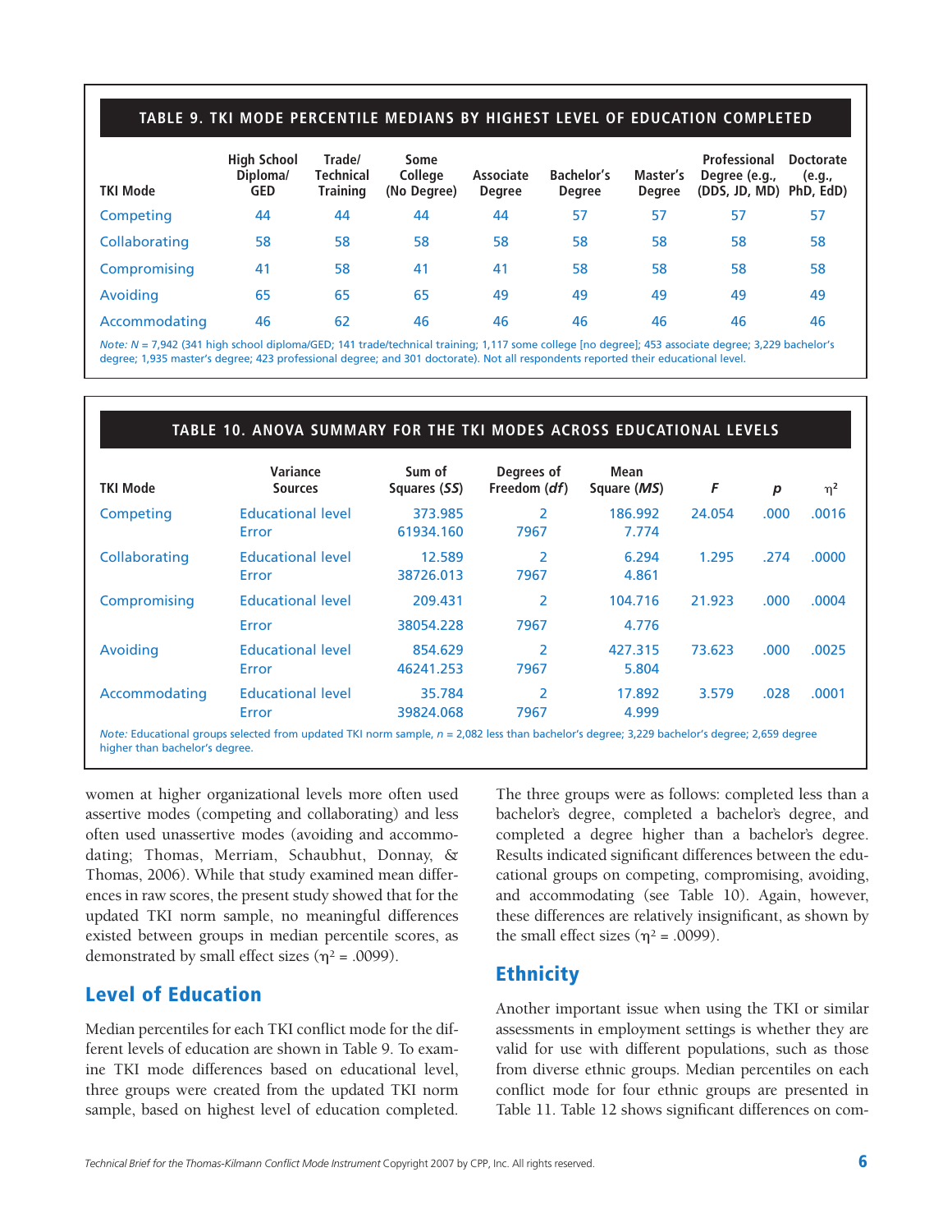**TABLE 9. TKI MODE PERCENTILE MEDIANS BY HIGHEST LEVEL OF EDUCATION COMPLETED**

| TKI Mode | High School Diploma/ GED | Trade/ Technical Training | Some College (No Degree) | Associate Degree | Bachelor's Degree | Master's Degree | Professional Degree (e.g., (DDS, JD, MD) | Doctorate (e.g., PhD, EdD) |
|---|---|---|---|---|---|---|---|---|
| Competing | 44 | 44 | 44 | 44 | 57 | 57 | 57 | 57 |
| Collaborating | 58 | 58 | 58 | 58 | 58 | 58 | 58 | 58 |
| Compromising | 41 | 58 | 41 | 41 | 58 | 58 | 58 | 58 |
| Avoiding | 65 | 65 | 65 | 49 | 49 | 49 | 49 | 49 |
| Accommodating | 46 | 62 | 46 | 46 | 46 | 46 | 46 | 46 |

*Note:* $N$ = 7,942 (341 high school diploma/GED; 141 trade/technical training; 1,117 some college [no degree]; 453 associate degree; 3,229 bachelor's degree; 1,935 master's degree; 423 professional degree; and 301 doctorate). Not all respondents reported their educational level.

**TABLE 10. ANOVA SUMMARY FOR THE TKI MODES ACROSS EDUCATIONAL LEVELS**

| TKI Mode | Variance Sources | Sum of Squares (*SS*) | Degrees of Freedom (*df*) | Mean Square (*MS*) | *F* | *p* | $\eta^2$ |
|---|---|---|---|---|---|---|---|
| Competing | Educational level | 373.985 | 2 | 186.992 | 24.054 | .000 | .0016 |
| | Error | 61934.160 | 7967 | 7.774 | | | |
| Collaborating | Educational level | 12.589 | 2 | 6.294 | 1.295 | .274 | .0000 |
| | Error | 38726.013 | 7967 | 4.861 | | | |
| Compromising | Educational level | 209.431 | 2 | 104.716 | 21.923 | .000 | .0004 |
| | Error | 38054.228 | 7967 | 4.776 | | | |
| Avoiding | Educational level | 854.629 | 2 | 427.315 | 73.623 | .000 | .0025 |
| | Error | 46241.253 | 7967 | 5.804 | | | |
| Accommodating | Educational level | 35.784 | 2 | 17.892 | 3.579 | .028 | .0001 |
| | Error | 39824.068 | 7967 | 4.999 | | | |

*Note:* Educational groups selected from updated TKI norm sample, $n$ = 2,082 less than bachelor's degree; 3,229 bachelor's degree; 2,659 degree higher than bachelor's degree.

women at higher organizational levels more often used assertive modes (competing and collaborating) and less often used unassertive modes (avoiding and accommodating; Thomas, Merriam, Schaubhut, Donnay, & Thomas, 2006). While that study examined mean differences in raw scores, the present study showed that for the updated TKI norm sample, no meaningful differences existed between groups in median percentile scores, as demonstrated by small effect sizes ($\eta^2$ = .0099).

## Level of Education

Median percentiles for each TKI conflict mode for the different levels of education are shown in Table 9. To examine TKI mode differences based on educational level, three groups were created from the updated TKI norm sample, based on highest level of education completed. The three groups were as follows: completed less than a bachelor's degree, completed a bachelor's degree, and completed a degree higher than a bachelor's degree. Results indicated significant differences between the educational groups on competing, compromising, avoiding, and accommodating (see Table 10). Again, however, these differences are relatively insignificant, as shown by the small effect sizes ($\eta^2$ = .0099).

## Ethnicity

Another important issue when using the TKI or similar assessments in employment settings is whether they are valid for use with different populations, such as those from diverse ethnic groups. Median percentiles on each conflict mode for four ethnic groups are presented in Table 11. Table 12 shows significant differences on com-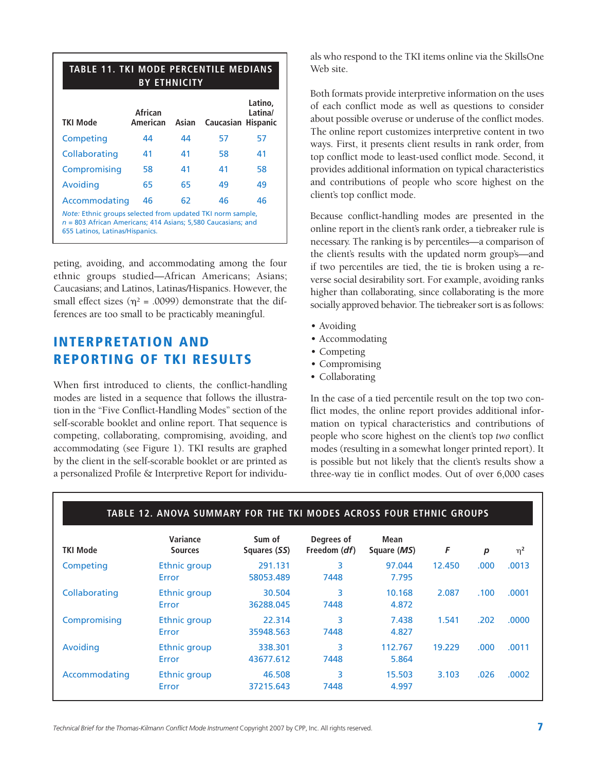**TABLE 11. TKI MODE PERCENTILE MEDIANS BY ETHNICITY**

| TKI Mode | African American | Asian | Caucasian | Latino, Latina/ Hispanic |
|---|---|---|---|---|
| Competing | 44 | 44 | 57 | 57 |
| Collaborating | 41 | 41 | 58 | 41 |
| Compromising | 58 | 41 | 41 | 58 |
| Avoiding | 65 | 65 | 49 | 49 |
| Accommodating | 46 | 62 | 46 | 46 |

*Note:* Ethnic groups selected from updated TKI norm sample, *n* = 803 African Americans; 414 Asians; 5,580 Caucasians; and 655 Latinos, Latinas/Hispanics.

peting, avoiding, and accommodating among the four ethnic groups studied—African Americans; Asians; Caucasians; and Latinos, Latinas/Hispanics. However, the small effect sizes ($\eta^2$ = .0099) demonstrate that the differences are too small to be practicably meaningful.

## INTERPRETATION AND REPORTING OF TKI RESULTS

When first introduced to clients, the conflict-handling modes are listed in a sequence that follows the illustration in the "Five Conflict-Handling Modes" section of the self-scorable booklet and online report. That sequence is competing, collaborating, compromising, avoiding, and accommodating (see Figure 1). TKI results are graphed by the client in the self-scorable booklet or are printed as a personalized Profile & Interpretive Report for individuals who respond to the TKI items online via the SkillsOne Web site.

Both formats provide interpretive information on the uses of each conflict mode as well as questions to consider about possible overuse or underuse of the conflict modes. The online report customizes interpretive content in two ways. First, it presents client results in rank order, from top conflict mode to least-used conflict mode. Second, it provides additional information on typical characteristics and contributions of people who score highest on the client's top conflict mode.

Because conflict-handling modes are presented in the online report in the client's rank order, a tiebreaker rule is necessary. The ranking is by percentiles—a comparison of the client's results with the updated norm group's—and if two percentiles are tied, the tie is broken using a reverse social desirability sort. For example, avoiding ranks higher than collaborating, since collaborating is the more socially approved behavior. The tiebreaker sort is as follows:

- Avoiding
- Accommodating
- Competing
- Compromising
- Collaborating

In the case of a tied percentile result on the top two conflict modes, the online report provides additional information on typical characteristics and contributions of people who score highest on the client's top *two* conflict modes (resulting in a somewhat longer printed report). It is possible but not likely that the client's results show a three-way tie in conflict modes. Out of over 6,000 cases

**TABLE 12. ANOVA SUMMARY FOR THE TKI MODES ACROSS FOUR ETHNIC GROUPS**

| TKI Mode | Variance Sources | Sum of Squares (*SS*) | Degrees of Freedom (*df*) | Mean Square (*MS*) | *F* | *p* | $\eta^2$ |
|---|---|---|---|---|---|---|---|
| Competing | Ethnic group | 291.131 | 3 | 97.044 | 12.450 | .000 | .0013 |
| | Error | 58053.489 | 7448 | 7.795 | | | |
| Collaborating | Ethnic group | 30.504 | 3 | 10.168 | 2.087 | .100 | .0001 |
| | Error | 36288.045 | 7448 | 4.872 | | | |
| Compromising | Ethnic group | 22.314 | 3 | 7.438 | 1.541 | .202 | .0000 |
| | Error | 35948.563 | 7448 | 4.827 | | | |
| Avoiding | Ethnic group | 338.301 | 3 | 112.767 | 19.229 | .000 | .0011 |
| | Error | 43677.612 | 7448 | 5.864 | | | |
| Accommodating | Ethnic group | 46.508 | 3 | 15.503 | 3.103 | .026 | .0002 |
| | Error | 37215.643 | 7448 | 4.997 | | | |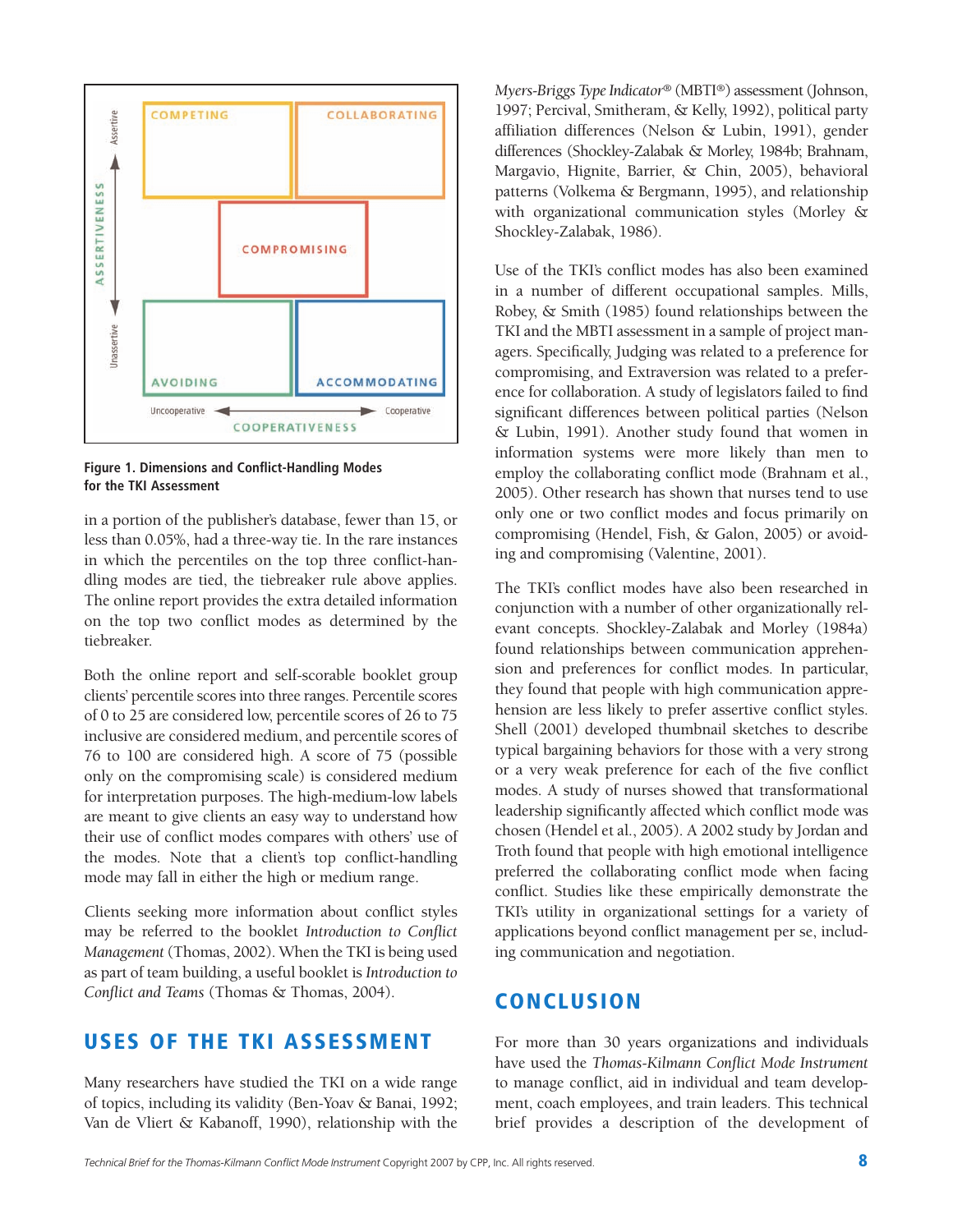COMPETING

COLLABORATING

COMPROMISING

AVOIDING

ACCOMMODATING

ASSERTIVENESS

Assertive

Unassertive

Uncooperative

Cooperative

COOPERATIVENESS

**Figure 1. Dimensions and Conflict-Handling Modes for the TKI Assessment**

in a portion of the publisher's database, fewer than 15, or less than 0.05%, had a three-way tie. In the rare instances in which the percentiles on the top three conflict-handling modes are tied, the tiebreaker rule above applies. The online report provides the extra detailed information on the top two conflict modes as determined by the tiebreaker.

Both the online report and self-scorable booklet group clients' percentile scores into three ranges. Percentile scores of 0 to 25 are considered low, percentile scores of 26 to 75 inclusive are considered medium, and percentile scores of 76 to 100 are considered high. A score of 75 (possible only on the compromising scale) is considered medium for interpretation purposes. The high-medium-low labels are meant to give clients an easy way to understand how their use of conflict modes compares with others' use of the modes. Note that a client's top conflict-handling mode may fall in either the high or medium range.

Clients seeking more information about conflict styles may be referred to the booklet *Introduction to Conflict Management* (Thomas, 2002). When the TKI is being used as part of team building, a useful booklet is *Introduction to Conflict and Teams* (Thomas & Thomas, 2004).

## USES OF THE TKI ASSESSMENT

Many researchers have studied the TKI on a wide range of topics, including its validity (Ben-Yoav & Banai, 1992; Van de Vliert & Kabanoff, 1990), relationship with the *Myers-Briggs Type Indicator®* (MBTI®) assessment (Johnson, 1997; Percival, Smitheram, & Kelly, 1992), political party affiliation differences (Nelson & Lubin, 1991), gender differences (Shockley-Zalabak & Morley, 1984b; Brahnam, Margavio, Hignite, Barrier, & Chin, 2005), behavioral patterns (Volkema & Bergmann, 1995), and relationship with organizational communication styles (Morley & Shockley-Zalabak, 1986).

Use of the TKI's conflict modes has also been examined in a number of different occupational samples. Mills, Robey, & Smith (1985) found relationships between the TKI and the MBTI assessment in a sample of project managers. Specifically, Judging was related to a preference for compromising, and Extraversion was related to a preference for collaboration. A study of legislators failed to find significant differences between political parties (Nelson & Lubin, 1991). Another study found that women in information systems were more likely than men to employ the collaborating conflict mode (Brahnam et al., 2005). Other research has shown that nurses tend to use only one or two conflict modes and focus primarily on compromising (Hendel, Fish, & Galon, 2005) or avoiding and compromising (Valentine, 2001).

The TKI's conflict modes have also been researched in conjunction with a number of other organizationally relevant concepts. Shockley-Zalabak and Morley (1984a) found relationships between communication apprehension and preferences for conflict modes. In particular, they found that people with high communication apprehension are less likely to prefer assertive conflict styles. Shell (2001) developed thumbnail sketches to describe typical bargaining behaviors for those with a very strong or a very weak preference for each of the five conflict modes. A study of nurses showed that transformational leadership significantly affected which conflict mode was chosen (Hendel et al., 2005). A 2002 study by Jordan and Troth found that people with high emotional intelligence preferred the collaborating conflict mode when facing conflict. Studies like these empirically demonstrate the TKI's utility in organizational settings for a variety of applications beyond conflict management per se, including communication and negotiation.

## CONCLUSION

For more than 30 years organizations and individuals have used the *Thomas-Kilmann Conflict Mode Instrument* to manage conflict, aid in individual and team development, coach employees, and train leaders. This technical brief provides a description of the development of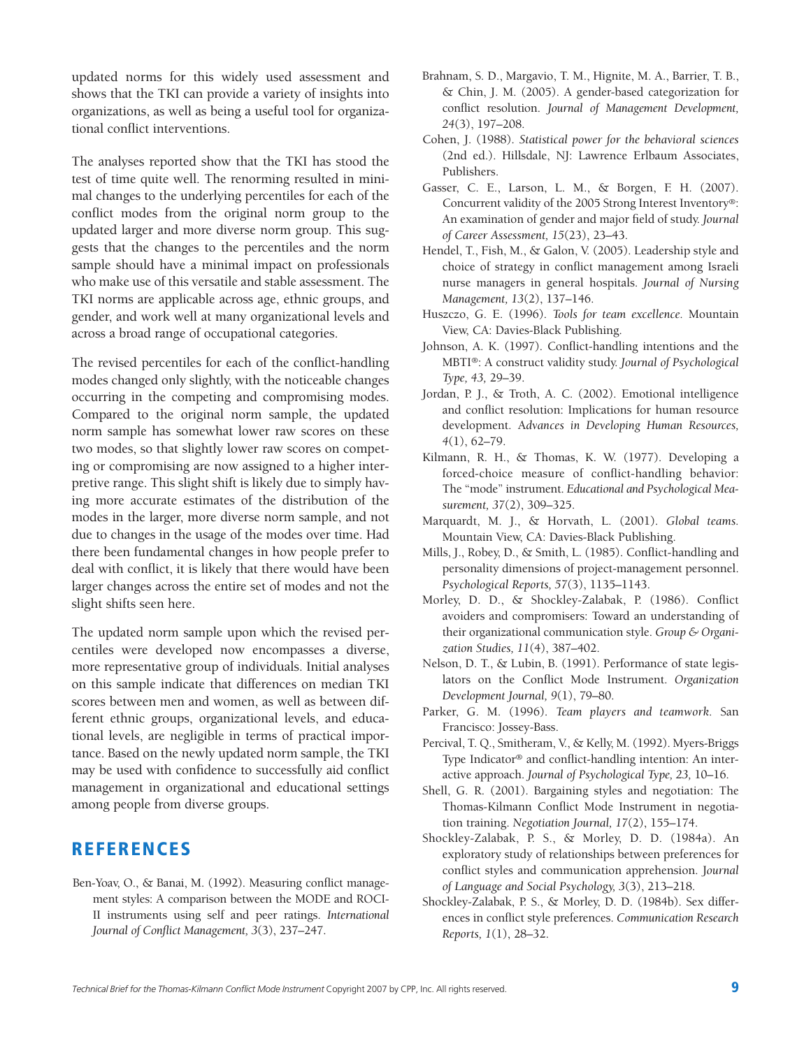updated norms for this widely used assessment and shows that the TKI can provide a variety of insights into organizations, as well as being a useful tool for organizational conflict interventions.

The analyses reported show that the TKI has stood the test of time quite well. The renorming resulted in minimal changes to the underlying percentiles for each of the conflict modes from the original norm group to the updated larger and more diverse norm group. This suggests that the changes to the percentiles and the norm sample should have a minimal impact on professionals who make use of this versatile and stable assessment. The TKI norms are applicable across age, ethnic groups, and gender, and work well at many organizational levels and across a broad range of occupational categories.

The revised percentiles for each of the conflict-handling modes changed only slightly, with the noticeable changes occurring in the competing and compromising modes. Compared to the original norm sample, the updated norm sample has somewhat lower raw scores on these two modes, so that slightly lower raw scores on competing or compromising are now assigned to a higher interpretive range. This slight shift is likely due to simply having more accurate estimates of the distribution of the modes in the larger, more diverse norm sample, and not due to changes in the usage of the modes over time. Had there been fundamental changes in how people prefer to deal with conflict, it is likely that there would have been larger changes across the entire set of modes and not the slight shifts seen here.

The updated norm sample upon which the revised percentiles were developed now encompasses a diverse, more representative group of individuals. Initial analyses on this sample indicate that differences on median TKI scores between men and women, as well as between different ethnic groups, organizational levels, and educational levels, are negligible in terms of practical importance. Based on the newly updated norm sample, the TKI may be used with confidence to successfully aid conflict management in organizational and educational settings among people from diverse groups.

## REFERENCES

Ben-Yoav, O., & Banai, M. (1992). Measuring conflict management styles: A comparison between the MODE and ROCI-II instruments using self and peer ratings. *International Journal of Conflict Management, 3*(3), 237–247.

Brahnam, S. D., Margavio, T. M., Hignite, M. A., Barrier, T. B., & Chin, J. M. (2005). A gender-based categorization for conflict resolution. *Journal of Management Development, 24*(3), 197–208.

Cohen, J. (1988). *Statistical power for the behavioral sciences* (2nd ed.). Hillsdale, NJ: Lawrence Erlbaum Associates, Publishers.

Gasser, C. E., Larson, L. M., & Borgen, F. H. (2007). Concurrent validity of the 2005 Strong Interest Inventory®: An examination of gender and major field of study. *Journal of Career Assessment, 15*(23), 23–43.

Hendel, T., Fish, M., & Galon, V. (2005). Leadership style and choice of strategy in conflict management among Israeli nurse managers in general hospitals. *Journal of Nursing Management, 13*(2), 137–146.

Huszczo, G. E. (1996). *Tools for team excellence.* Mountain View, CA: Davies-Black Publishing.

Johnson, A. K. (1997). Conflict-handling intentions and the MBTI®: A construct validity study. *Journal of Psychological Type, 43,* 29–39.

Jordan, P. J., & Troth, A. C. (2002). Emotional intelligence and conflict resolution: Implications for human resource development. *Advances in Developing Human Resources, 4*(1), 62–79.

Kilmann, R. H., & Thomas, K. W. (1977). Developing a forced-choice measure of conflict-handling behavior: The "mode" instrument. *Educational and Psychological Measurement, 37*(2), 309–325.

Marquardt, M. J., & Horvath, L. (2001). *Global teams.* Mountain View, CA: Davies-Black Publishing.

Mills, J., Robey, D., & Smith, L. (1985). Conflict-handling and personality dimensions of project-management personnel. *Psychological Reports, 57*(3), 1135–1143.

Morley, D. D., & Shockley-Zalabak, P. (1986). Conflict avoiders and compromisers: Toward an understanding of their organizational communication style. *Group & Organization Studies, 11*(4), 387–402.

Nelson, D. T., & Lubin, B. (1991). Performance of state legislators on the Conflict Mode Instrument. *Organization Development Journal, 9*(1), 79–80.

Parker, G. M. (1996). *Team players and teamwork.* San Francisco: Jossey-Bass.

Percival, T. Q., Smitheram, V., & Kelly, M. (1992). Myers-Briggs Type Indicator® and conflict-handling intention: An interactive approach. *Journal of Psychological Type, 23,* 10–16.

Shell, G. R. (2001). Bargaining styles and negotiation: The Thomas-Kilmann Conflict Mode Instrument in negotiation training. *Negotiation Journal, 17*(2), 155–174.

Shockley-Zalabak, P. S., & Morley, D. D. (1984a). An exploratory study of relationships between preferences for conflict styles and communication apprehension. *Journal of Language and Social Psychology, 3*(3), 213–218.

Shockley-Zalabak, P. S., & Morley, D. D. (1984b). Sex differences in conflict style preferences. *Communication Research Reports, 1*(1), 28–32.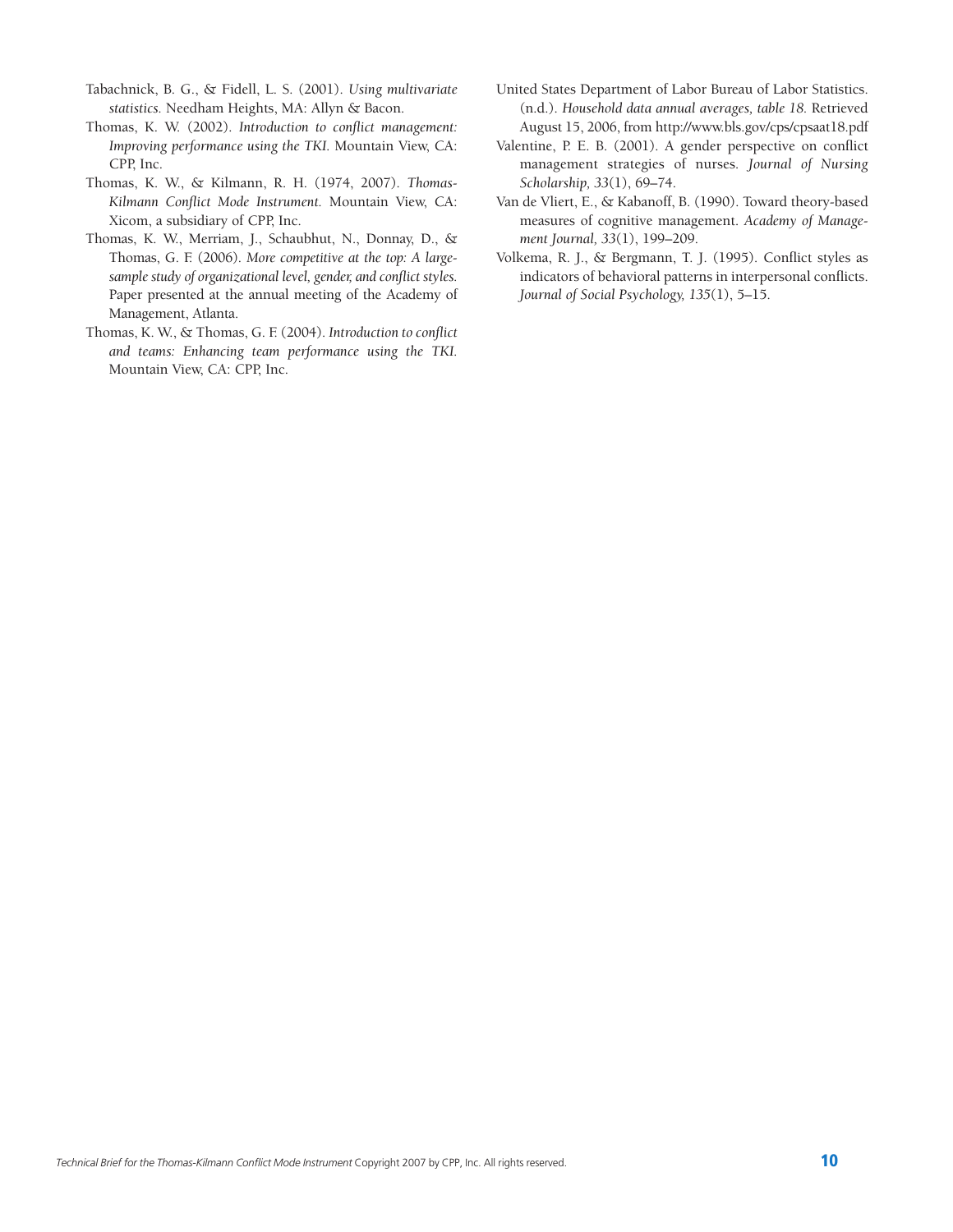Tabachnick, B. G., & Fidell, L. S. (2001). *Using multivariate statistics.* Needham Heights, MA: Allyn & Bacon.

Thomas, K. W. (2002). *Introduction to conflict management: Improving performance using the TKI.* Mountain View, CA: CPP, Inc.

Thomas, K. W., & Kilmann, R. H. (1974, 2007). *Thomas-Kilmann Conflict Mode Instrument.* Mountain View, CA: Xicom, a subsidiary of CPP, Inc.

Thomas, K. W., Merriam, J., Schaubhut, N., Donnay, D., & Thomas, G. F. (2006). *More competitive at the top: A large-sample study of organizational level, gender, and conflict styles.* Paper presented at the annual meeting of the Academy of Management, Atlanta.

Thomas, K. W., & Thomas, G. F. (2004). *Introduction to conflict and teams: Enhancing team performance using the TKI.* Mountain View, CA: CPP, Inc.

United States Department of Labor Bureau of Labor Statistics. (n.d.). *Household data annual averages, table 18.* Retrieved August 15, 2006, from http://www.bls.gov/cps/cpsaat18.pdf

Valentine, P. E. B. (2001). A gender perspective on conflict management strategies of nurses. *Journal of Nursing Scholarship, 33*(1), 69–74.

Van de Vliert, E., & Kabanoff, B. (1990). Toward theory-based measures of cognitive management. *Academy of Management Journal, 33*(1), 199–209.

Volkema, R. J., & Bergmann, T. J. (1995). Conflict styles as indicators of behavioral patterns in interpersonal conflicts. *Journal of Social Psychology, 135*(1), 5–15.